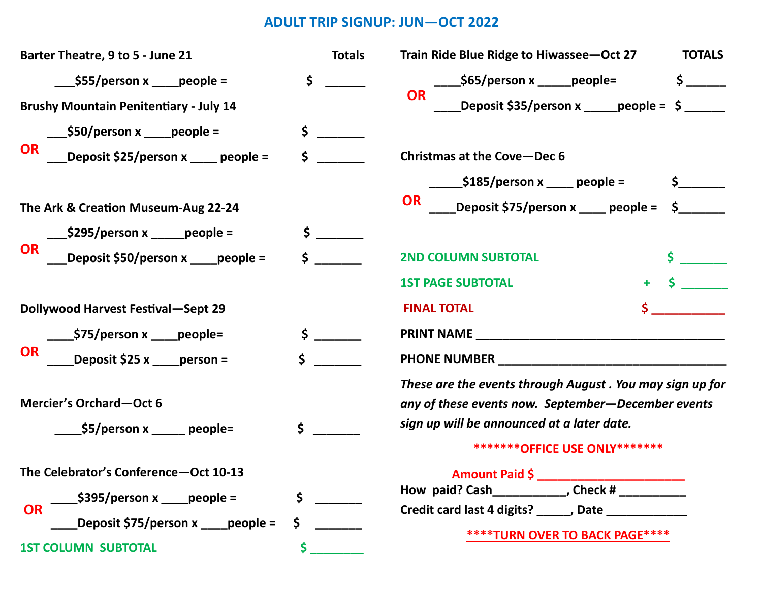# ADULT TRIP SIGNUP: JUN—OCT 2022

**Barter Theatre, 9 to 5 - June 21** **Totals**

___$55/person x ____people = $ ______

**Brushy Mountain Penitentiary - July 14**

___$50/person x ____people = $ _______

**OR**

___Deposit $25/person x ____ people = $ _______

**The Ark & Creation Museum-Aug 22-24**

___$295/person x _____people = $ _______

**OR**

___Deposit $50/person x ____people = $ _______

**Dollywood Harvest Festival—Sept 29**

____$75/person x ____people= $ _______

**OR**

____Deposit $25 x ____person = $ _______

**Mercier's Orchard—Oct 6**

____$5/person x _____ people= $ _______

**The Celebrator's Conference—Oct 10-13**

____$395/person x ____people = $ _______

**OR**

____Deposit $75/person x ____people = $ _______

**1ST COLUMN SUBTOTAL** $ ________

**Train Ride Blue Ridge to Hiwassee—Oct 27** **TOTALS**

____$65/person x _____people= $ ______

**OR**

____Deposit $35/person x _____people = $ ______

**Christmas at the Cove—Dec 6**

_____$185/person x ____ people = $_______

**OR**

____Deposit $75/person x ____ people = $_______

**2ND COLUMN SUBTOTAL** $ _______

**1ST PAGE SUBTOTAL** + $ _______

**FINAL TOTAL** $ ___________

**PRINT NAME** ______________________________________

**PHONE NUMBER** ___________________________________

*These are the events through August . You may sign up for any of these events now. September—December events sign up will be announced at a later date.*

**\*\*\*\*\*\*\*OFFICE USE ONLY\*\*\*\*\*\*\***

**Amount Paid $** ______________________

**How paid? Cash**___________, **Check #** __________

**Credit card last 4 digits?** _____, **Date** ____________

**\*\*\*\*TURN OVER TO BACK PAGE\*\*\*\***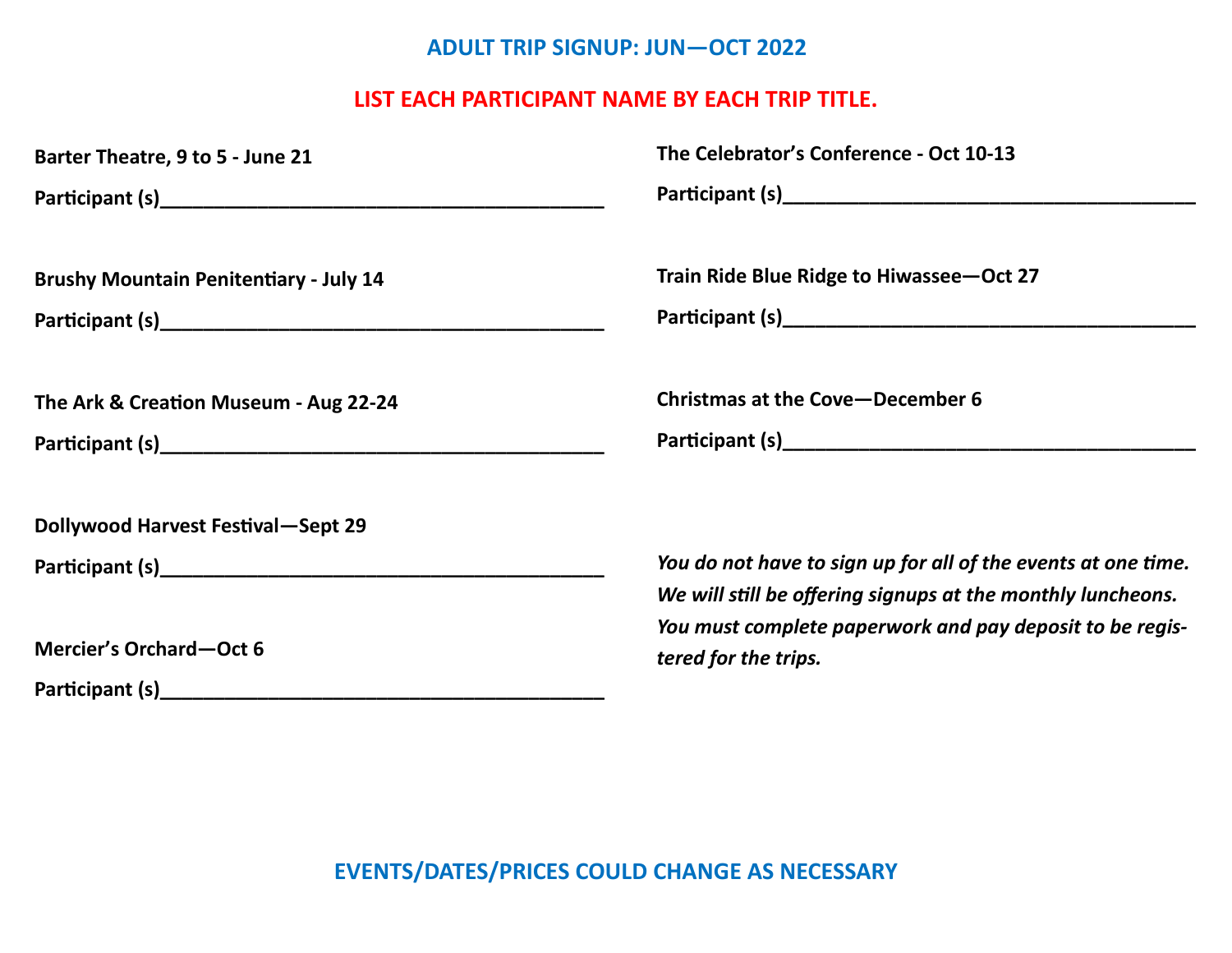# ADULT TRIP SIGNUP: JUN—OCT 2022

## LIST EACH PARTICIPANT NAME BY EACH TRIP TITLE.

**Barter Theatre, 9 to 5 - June 21**

**Participant (s)**_________________________________________

**Brushy Mountain Penitentiary - July 14**

**Participant (s)**_________________________________________

**The Ark & Creation Museum - Aug 22-24**

**Participant (s)**_________________________________________

**Dollywood Harvest Festival—Sept 29**

**Participant (s)**_________________________________________

**Mercier's Orchard—Oct 6**

**Participant (s)**_________________________________________

**The Celebrator's Conference - Oct 10-13**

**Participant (s)**_________________________________________

**Train Ride Blue Ridge to Hiwassee—Oct 27**

**Participant (s)**_________________________________________

**Christmas at the Cove—December 6**

**Participant (s)**_________________________________________

***You do not have to sign up for all of the events at one time. We will still be offering signups at the monthly luncheons. You must complete paperwork and pay deposit to be registered for the trips.***

**EVENTS/DATES/PRICES COULD CHANGE AS NECESSARY**